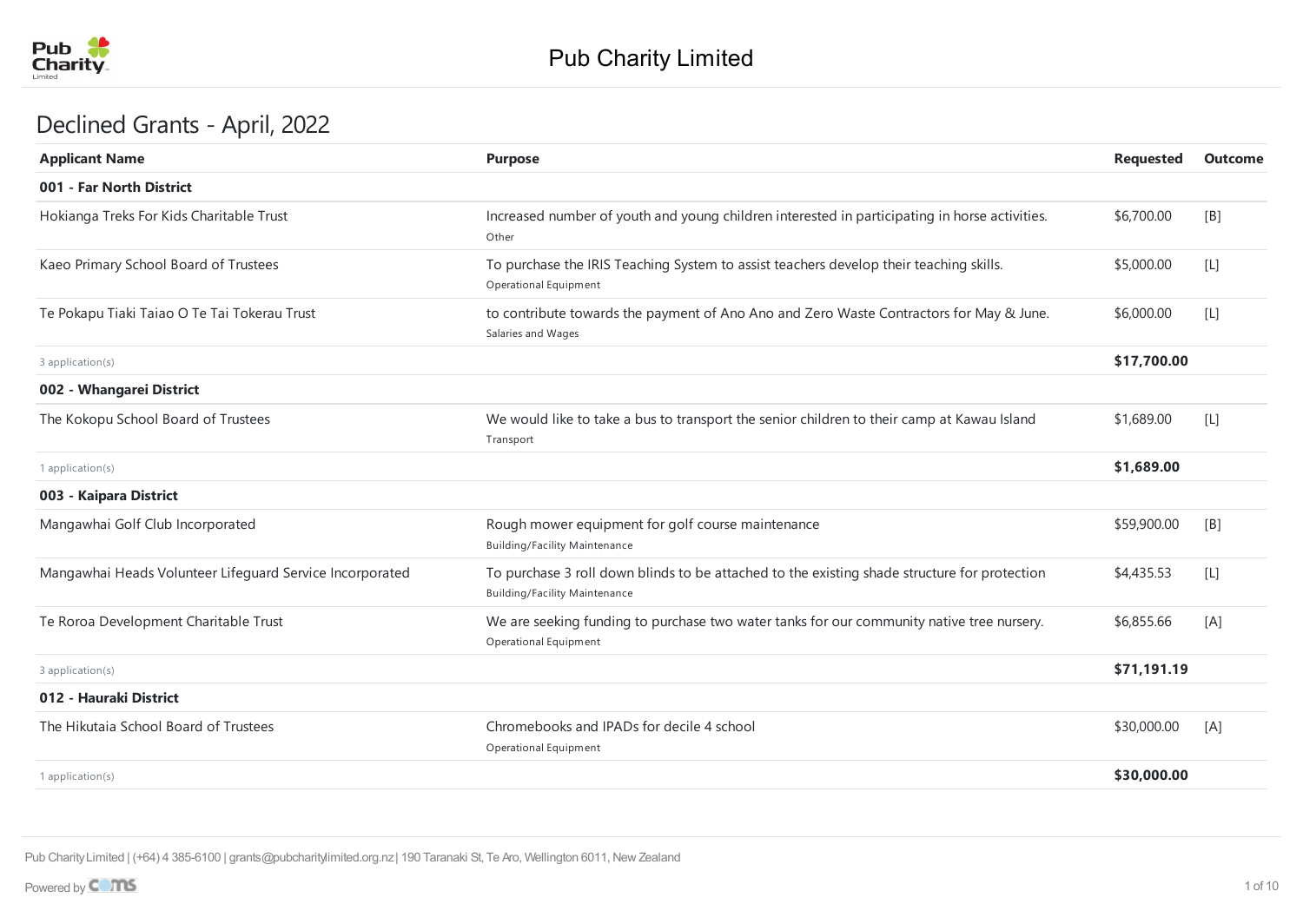# Pub Charity Limited

## Declined Grants - April, 2022

| Applicant Name | Purpose | Requested | Outcome |
|---|---|---|---|
| **001 - Far North District** | | | |
| Hokianga Treks For Kids Charitable Trust | Increased number of youth and young children interested in participating in horse activities.<br>Other | $6,700.00 | [B] |
| Kaeo Primary School Board of Trustees | To purchase the IRIS Teaching System to assist teachers develop their teaching skills.<br>Operational Equipment | $5,000.00 | [L] |
| Te Pokapu Tiaki Taiao O Te Tai Tokerau Trust | to contribute towards the payment of Ano Ano and Zero Waste Contractors for May & June.<br>Salaries and Wages | $6,000.00 | [L] |
| 3 application(s) | | **$17,700.00** | |
| **002 - Whangarei District** | | | |
| The Kokopu School Board of Trustees | We would like to take a bus to transport the senior children to their camp at Kawau Island<br>Transport | $1,689.00 | [L] |
| 1 application(s) | | **$1,689.00** | |
| **003 - Kaipara District** | | | |
| Mangawhai Golf Club Incorporated | Rough mower equipment for golf course maintenance<br>Building/Facility Maintenance | $59,900.00 | [B] |
| Mangawhai Heads Volunteer Lifeguard Service Incorporated | To purchase 3 roll down blinds to be attached to the existing shade structure for protection<br>Building/Facility Maintenance | $4,435.53 | [L] |
| Te Roroa Development Charitable Trust | We are seeking funding to purchase two water tanks for our community native tree nursery.<br>Operational Equipment | $6,855.66 | [A] |
| 3 application(s) | | **$71,191.19** | |
| **012 - Hauraki District** | | | |
| The Hikutaia School Board of Trustees | Chromebooks and IPADs for decile 4 school<br>Operational Equipment | $30,000.00 | [A] |
| 1 application(s) | | **$30,000.00** | |

Pub Charity Limited | (+64) 4 385-6100 | grants@pubcharitylimited.org.nz | 190 Taranaki St, Te Aro, Wellington 6011, New Zealand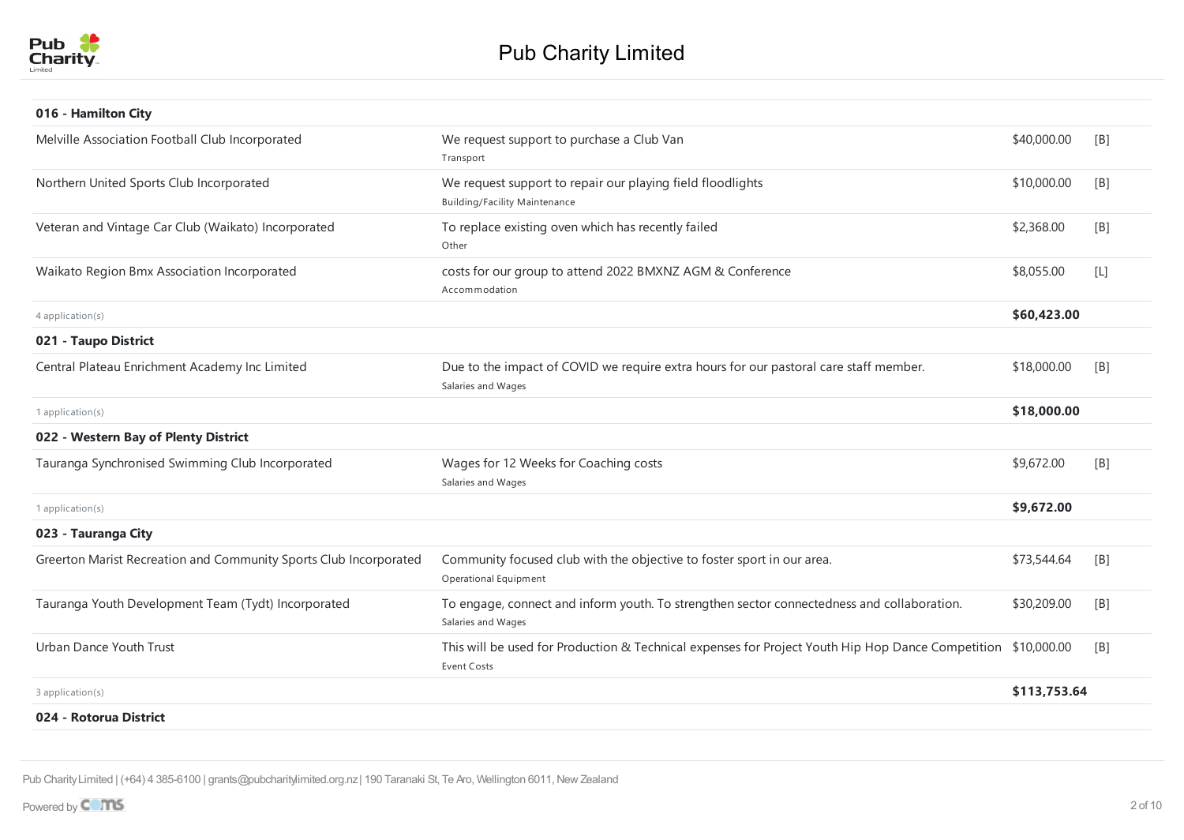# Pub Charity Limited

| | | | |
|---|---|---|---|
| **016 - Hamilton City** | | | |
| Melville Association Football Club Incorporated | We request support to purchase a Club Van<br>Transport | $40,000.00 | [B] |
| Northern United Sports Club Incorporated | We request support to repair our playing field floodlights<br>Building/Facility Maintenance | $10,000.00 | [B] |
| Veteran and Vintage Car Club (Waikato) Incorporated | To replace existing oven which has recently failed<br>Other | $2,368.00 | [B] |
| Waikato Region Bmx Association Incorporated | costs for our group to attend 2022 BMXNZ AGM & Conference<br>Accommodation | $8,055.00 | [L] |
| 4 application(s) | | **$60,423.00** | |
| **021 - Taupo District** | | | |
| Central Plateau Enrichment Academy Inc Limited | Due to the impact of COVID we require extra hours for our pastoral care staff member.<br>Salaries and Wages | $18,000.00 | [B] |
| 1 application(s) | | **$18,000.00** | |
| **022 - Western Bay of Plenty District** | | | |
| Tauranga Synchronised Swimming Club Incorporated | Wages for 12 Weeks for Coaching costs<br>Salaries and Wages | $9,672.00 | [B] |
| 1 application(s) | | **$9,672.00** | |
| **023 - Tauranga City** | | | |
| Greerton Marist Recreation and Community Sports Club Incorporated | Community focused club with the objective to foster sport in our area.<br>Operational Equipment | $73,544.64 | [B] |
| Tauranga Youth Development Team (Tydt) Incorporated | To engage, connect and inform youth. To strengthen sector connectedness and collaboration.<br>Salaries and Wages | $30,209.00 | [B] |
| Urban Dance Youth Trust | This will be used for Production & Technical expenses for Project Youth Hip Hop Dance Competition<br>Event Costs | $10,000.00 | [B] |
| 3 application(s) | | **$113,753.64** | |
| **024 - Rotorua District** | | | |

Pub Charity Limited | (+64) 4 385-6100 | grants@pubcharitylimited.org.nz | 190 Taranaki St, Te Aro, Wellington 6011, New Zealand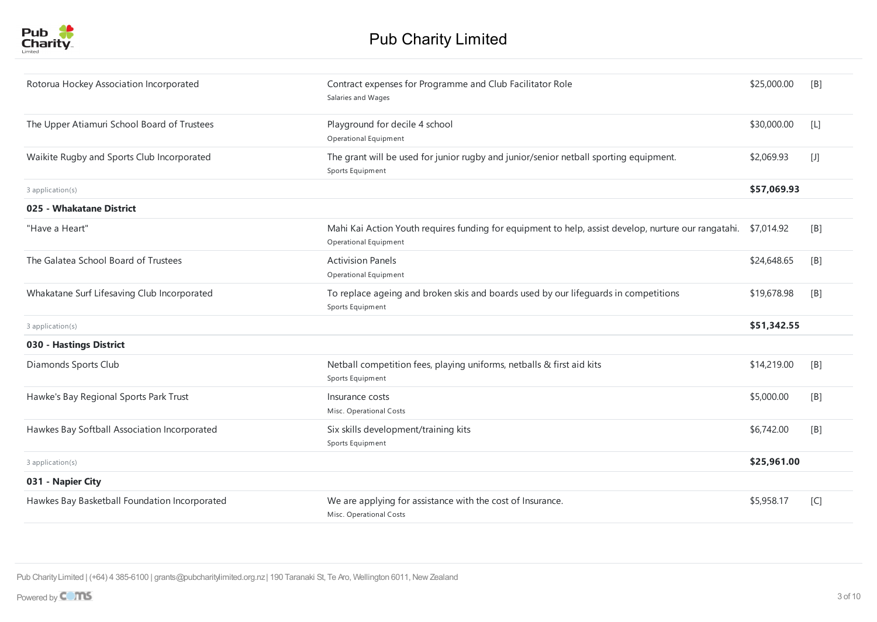| Organisation | Purpose | Amount | Code |
|---|---|---|---|
| Rotorua Hockey Association Incorporated | Contract expenses for Programme and Club Facilitator Role<br>Salaries and Wages | $25,000.00 | [B] |
| The Upper Atiamuri School Board of Trustees | Playground for decile 4 school<br>Operational Equipment | $30,000.00 | [L] |
| Waikite Rugby and Sports Club Incorporated | The grant will be used for junior rugby and junior/senior netball sporting equipment.<br>Sports Equipment | $2,069.93 | [J] |
| 3 application(s) | | **$57,069.93** | |
| **025 - Whakatane District** | | | |
| "Have a Heart" | Mahi Kai Action Youth requires funding for equipment to help, assist develop, nurture our rangatahi.<br>Operational Equipment | $7,014.92 | [B] |
| The Galatea School Board of Trustees | Activision Panels<br>Operational Equipment | $24,648.65 | [B] |
| Whakatane Surf Lifesaving Club Incorporated | To replace ageing and broken skis and boards used by our lifeguards in competitions<br>Sports Equipment | $19,678.98 | [B] |
| 3 application(s) | | **$51,342.55** | |
| **030 - Hastings District** | | | |
| Diamonds Sports Club | Netball competition fees, playing uniforms, netballs & first aid kits<br>Sports Equipment | $14,219.00 | [B] |
| Hawke's Bay Regional Sports Park Trust | Insurance costs<br>Misc. Operational Costs | $5,000.00 | [B] |
| Hawkes Bay Softball Association Incorporated | Six skills development/training kits<br>Sports Equipment | $6,742.00 | [B] |
| 3 application(s) | | **$25,961.00** | |
| **031 - Napier City** | | | |
| Hawkes Bay Basketball Foundation Incorporated | We are applying for assistance with the cost of Insurance.<br>Misc. Operational Costs | $5,958.17 | [C] |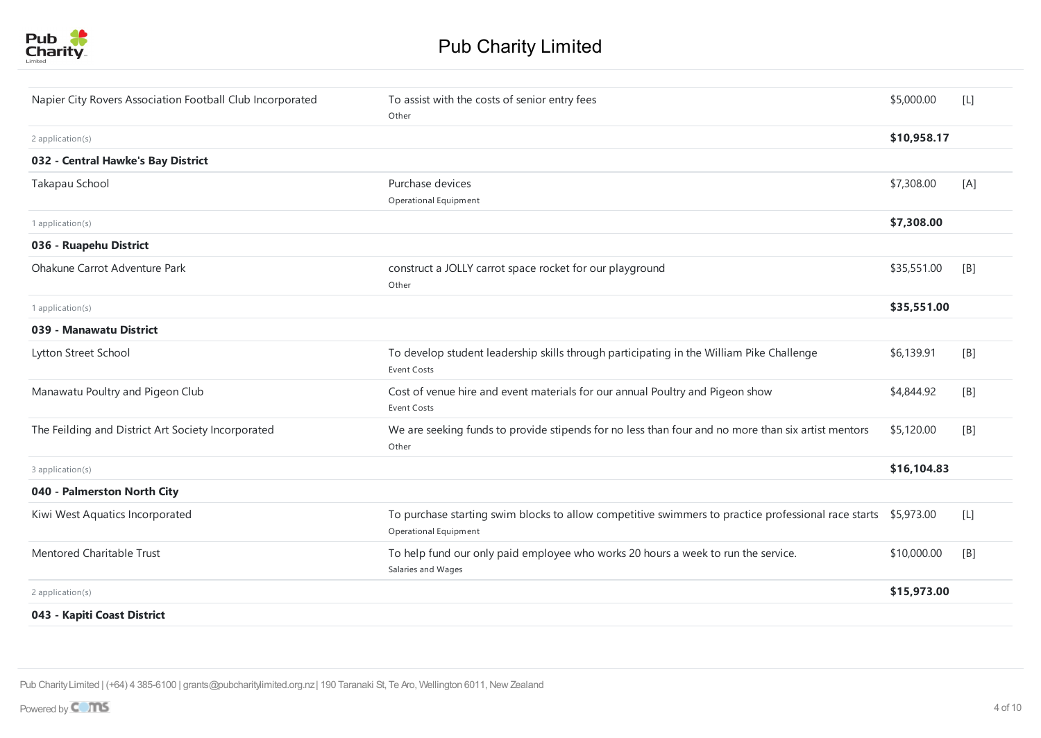| | | | |
|---|---|---|---|
| Napier City Rovers Association Football Club Incorporated | To assist with the costs of senior entry fees<br>Other | $5,000.00 | [L] |
| 2 application(s) | | **$10,958.17** | |
| **032 - Central Hawke's Bay District** | | | |
| Takapau School | Purchase devices<br>Operational Equipment | $7,308.00 | [A] |
| 1 application(s) | | **$7,308.00** | |
| **036 - Ruapehu District** | | | |
| Ohakune Carrot Adventure Park | construct a JOLLY carrot space rocket for our playground<br>Other | $35,551.00 | [B] |
| 1 application(s) | | **$35,551.00** | |
| **039 - Manawatu District** | | | |
| Lytton Street School | To develop student leadership skills through participating in the William Pike Challenge<br>Event Costs | $6,139.91 | [B] |
| Manawatu Poultry and Pigeon Club | Cost of venue hire and event materials for our annual Poultry and Pigeon show<br>Event Costs | $4,844.92 | [B] |
| The Feilding and District Art Society Incorporated | We are seeking funds to provide stipends for no less than four and no more than six artist mentors<br>Other | $5,120.00 | [B] |
| 3 application(s) | | **$16,104.83** | |
| **040 - Palmerston North City** | | | |
| Kiwi West Aquatics Incorporated | To purchase starting swim blocks to allow competitive swimmers to practice professional race starts<br>Operational Equipment | $5,973.00 | [L] |
| Mentored Charitable Trust | To help fund our only paid employee who works 20 hours a week to run the service.<br>Salaries and Wages | $10,000.00 | [B] |
| 2 application(s) | | **$15,973.00** | |
| **043 - Kapiti Coast District** | | | |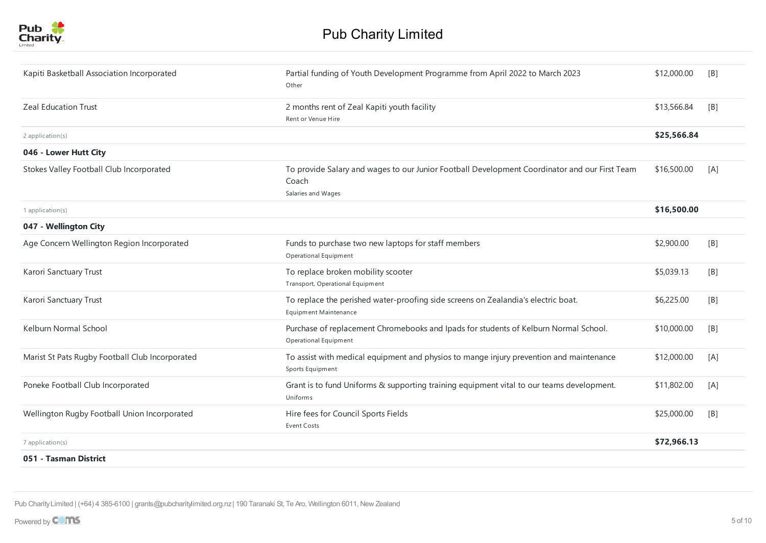| Organisation | Purpose | Amount | |
|---|---|---|---|
| Kapiti Basketball Association Incorporated | Partial funding of Youth Development Programme from April 2022 to March 2023<br>Other | $12,000.00 | [B] |
| Zeal Education Trust | 2 months rent of Zeal Kapiti youth facility<br>Rent or Venue Hire | $13,566.84 | [B] |
| 2 application(s) | | **$25,566.84** | |
| **046 - Lower Hutt City** | | | |
| Stokes Valley Football Club Incorporated | To provide Salary and wages to our Junior Football Development Coordinator and our First Team Coach<br>Salaries and Wages | $16,500.00 | [A] |
| 1 application(s) | | **$16,500.00** | |
| **047 - Wellington City** | | | |
| Age Concern Wellington Region Incorporated | Funds to purchase two new laptops for staff members<br>Operational Equipment | $2,900.00 | [B] |
| Karori Sanctuary Trust | To replace broken mobility scooter<br>Transport, Operational Equipment | $5,039.13 | [B] |
| Karori Sanctuary Trust | To replace the perished water-proofing side screens on Zealandia's electric boat.<br>Equipment Maintenance | $6,225.00 | [B] |
| Kelburn Normal School | Purchase of replacement Chromebooks and Ipads for students of Kelburn Normal School.<br>Operational Equipment | $10,000.00 | [B] |
| Marist St Pats Rugby Football Club Incorporated | To assist with medical equipment and physios to mange injury prevention and maintenance<br>Sports Equipment | $12,000.00 | [A] |
| Poneke Football Club Incorporated | Grant is to fund Uniforms & supporting training equipment vital to our teams development.<br>Uniforms | $11,802.00 | [A] |
| Wellington Rugby Football Union Incorporated | Hire fees for Council Sports Fields<br>Event Costs | $25,000.00 | [B] |
| 7 application(s) | | **$72,966.13** | |
| **051 - Tasman District** | | | |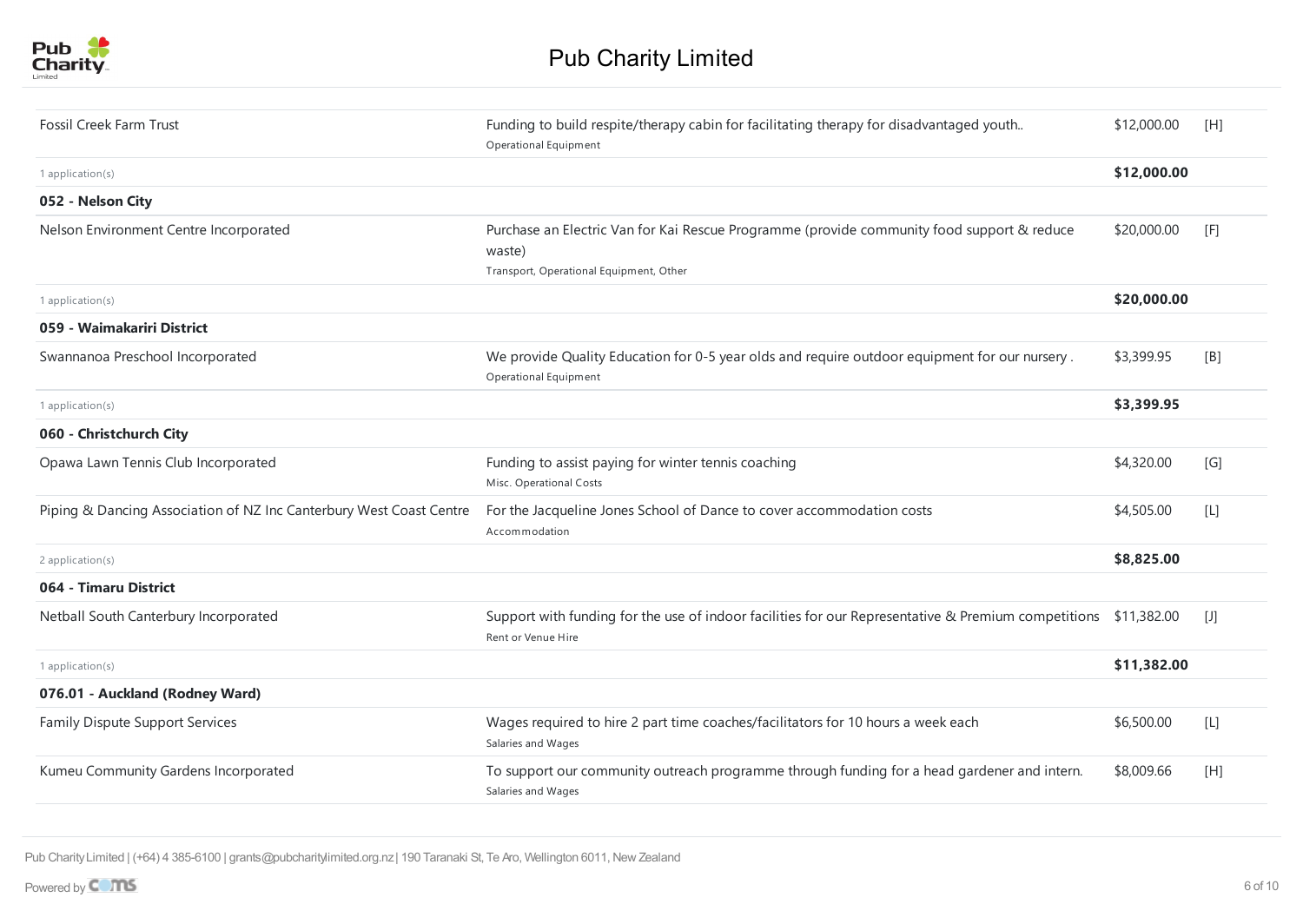| Organisation | Purpose | Amount | |
|---|---|---|---|
| Fossil Creek Farm Trust | Funding to build respite/therapy cabin for facilitating therapy for disadvantaged youth..<br>Operational Equipment | $12,000.00 | [H] |
| 1 application(s) | | **$12,000.00** | |
| **052 - Nelson City** | | | |
| Nelson Environment Centre Incorporated | Purchase an Electric Van for Kai Rescue Programme (provide community food support & reduce waste)<br>Transport, Operational Equipment, Other | $20,000.00 | [F] |
| 1 application(s) | | **$20,000.00** | |
| **059 - Waimakariri District** | | | |
| Swannanoa Preschool Incorporated | We provide Quality Education for 0-5 year olds and require outdoor equipment for our nursery .<br>Operational Equipment | $3,399.95 | [B] |
| 1 application(s) | | **$3,399.95** | |
| **060 - Christchurch City** | | | |
| Opawa Lawn Tennis Club Incorporated | Funding to assist paying for winter tennis coaching<br>Misc. Operational Costs | $4,320.00 | [G] |
| Piping & Dancing Association of NZ Inc Canterbury West Coast Centre | For the Jacqueline Jones School of Dance to cover accommodation costs<br>Accommodation | $4,505.00 | [L] |
| 2 application(s) | | **$8,825.00** | |
| **064 - Timaru District** | | | |
| Netball South Canterbury Incorporated | Support with funding for the use of indoor facilities for our Representative & Premium competitions<br>Rent or Venue Hire | $11,382.00 | [J] |
| 1 application(s) | | **$11,382.00** | |
| **076.01 - Auckland (Rodney Ward)** | | | |
| Family Dispute Support Services | Wages required to hire 2 part time coaches/facilitators for 10 hours a week each<br>Salaries and Wages | $6,500.00 | [L] |
| Kumeu Community Gardens Incorporated | To support our community outreach programme through funding for a head gardener and intern.<br>Salaries and Wages | $8,009.66 | [H] |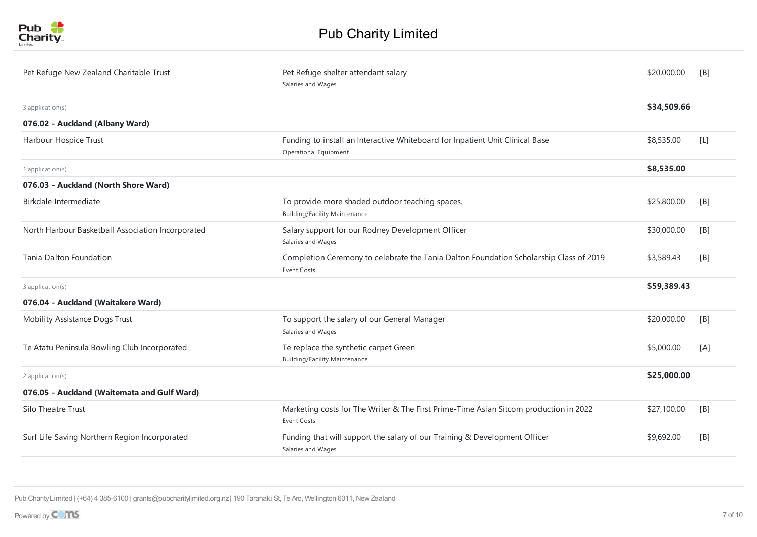| | | | |
|---|---|---|---|
| Pet Refuge New Zealand Charitable Trust | Pet Refuge shelter attendant salary<br>Salaries and Wages | $20,000.00 | [B] |
| 3 application(s) | | **$34,509.66** | |
| **076.02 - Auckland (Albany Ward)** | | | |
| Harbour Hospice Trust | Funding to install an Interactive Whiteboard for Inpatient Unit Clinical Base<br>Operational Equipment | $8,535.00 | [L] |
| 1 application(s) | | **$8,535.00** | |
| **076.03 - Auckland (North Shore Ward)** | | | |
| Birkdale Intermediate | To provide more shaded outdoor teaching spaces.<br>Building/Facility Maintenance | $25,800.00 | [B] |
| North Harbour Basketball Association Incorporated | Salary support for our Rodney Development Officer<br>Salaries and Wages | $30,000.00 | [B] |
| Tania Dalton Foundation | Completion Ceremony to celebrate the Tania Dalton Foundation Scholarship Class of 2019<br>Event Costs | $3,589.43 | [B] |
| 3 application(s) | | **$59,389.43** | |
| **076.04 - Auckland (Waitakere Ward)** | | | |
| Mobility Assistance Dogs Trust | To support the salary of our General Manager<br>Salaries and Wages | $20,000.00 | [B] |
| Te Atatu Peninsula Bowling Club Incorporated | Te replace the synthetic carpet Green<br>Building/Facility Maintenance | $5,000.00 | [A] |
| 2 application(s) | | **$25,000.00** | |
| **076.05 - Auckland (Waitemata and Gulf Ward)** | | | |
| Silo Theatre Trust | Marketing costs for The Writer & The First Prime-Time Asian Sitcom production in 2022<br>Event Costs | $27,100.00 | [B] |
| Surf Life Saving Northern Region Incorporated | Funding that will support the salary of our Training & Development Officer<br>Salaries and Wages | $9,692.00 | [B] |

Pub Charity Limited | (+64) 4 385-6100 | grants@pubcharitylimited.org.nz | 190 Taranaki St, Te Aro, Wellington 6011, New Zealand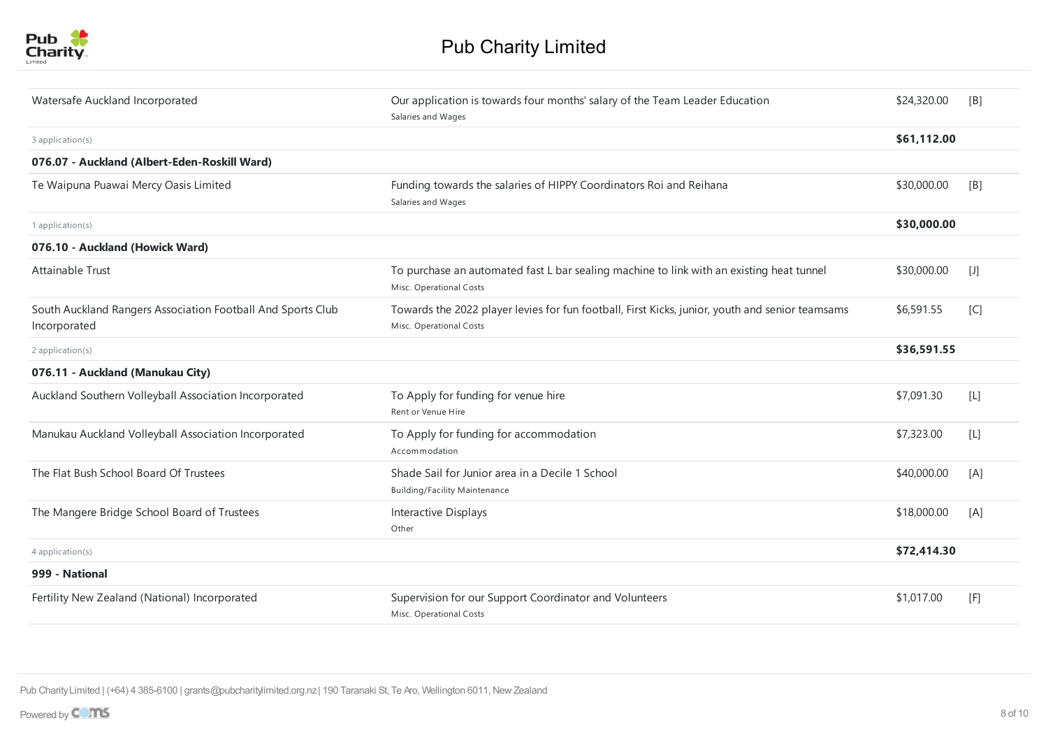# Pub Charity Limited

| Organisation | Purpose | Amount | |
|---|---|---|---|
| Watersafe Auckland Incorporated | Our application is towards four months' salary of the Team Leader Education<br>Salaries and Wages | $24,320.00 | [B] |
| 3 application(s) | | **$61,112.00** | |
| **076.07 - Auckland (Albert-Eden-Roskill Ward)** | | | |
| Te Waipuna Puawai Mercy Oasis Limited | Funding towards the salaries of HIPPY Coordinators Roi and Reihana<br>Salaries and Wages | $30,000.00 | [B] |
| 1 application(s) | | **$30,000.00** | |
| **076.10 - Auckland (Howick Ward)** | | | |
| Attainable Trust | To purchase an automated fast L bar sealing machine to link with an existing heat tunnel<br>Misc. Operational Costs | $30,000.00 | [J] |
| South Auckland Rangers Association Football And Sports Club Incorporated | Towards the 2022 player levies for fun football, First Kicks, junior, youth and senior teamsams<br>Misc. Operational Costs | $6,591.55 | [C] |
| 2 application(s) | | **$36,591.55** | |
| **076.11 - Auckland (Manukau City)** | | | |
| Auckland Southern Volleyball Association Incorporated | To Apply for funding for venue hire<br>Rent or Venue Hire | $7,091.30 | [L] |
| Manukau Auckland Volleyball Association Incorporated | To Apply for funding for accommodation<br>Accommodation | $7,323.00 | [L] |
| The Flat Bush School Board Of Trustees | Shade Sail for Junior area in a Decile 1 School<br>Building/Facility Maintenance | $40,000.00 | [A] |
| The Mangere Bridge School Board of Trustees | Interactive Displays<br>Other | $18,000.00 | [A] |
| 4 application(s) | | **$72,414.30** | |
| **999 - National** | | | |
| Fertility New Zealand (National) Incorporated | Supervision for our Support Coordinator and Volunteers<br>Misc. Operational Costs | $1,017.00 | [F] |

Pub Charity Limited | (+64) 4 385-6100 | grants@pubcharitylimited.org.nz | 190 Taranaki St, Te Aro, Wellington 6011, New Zealand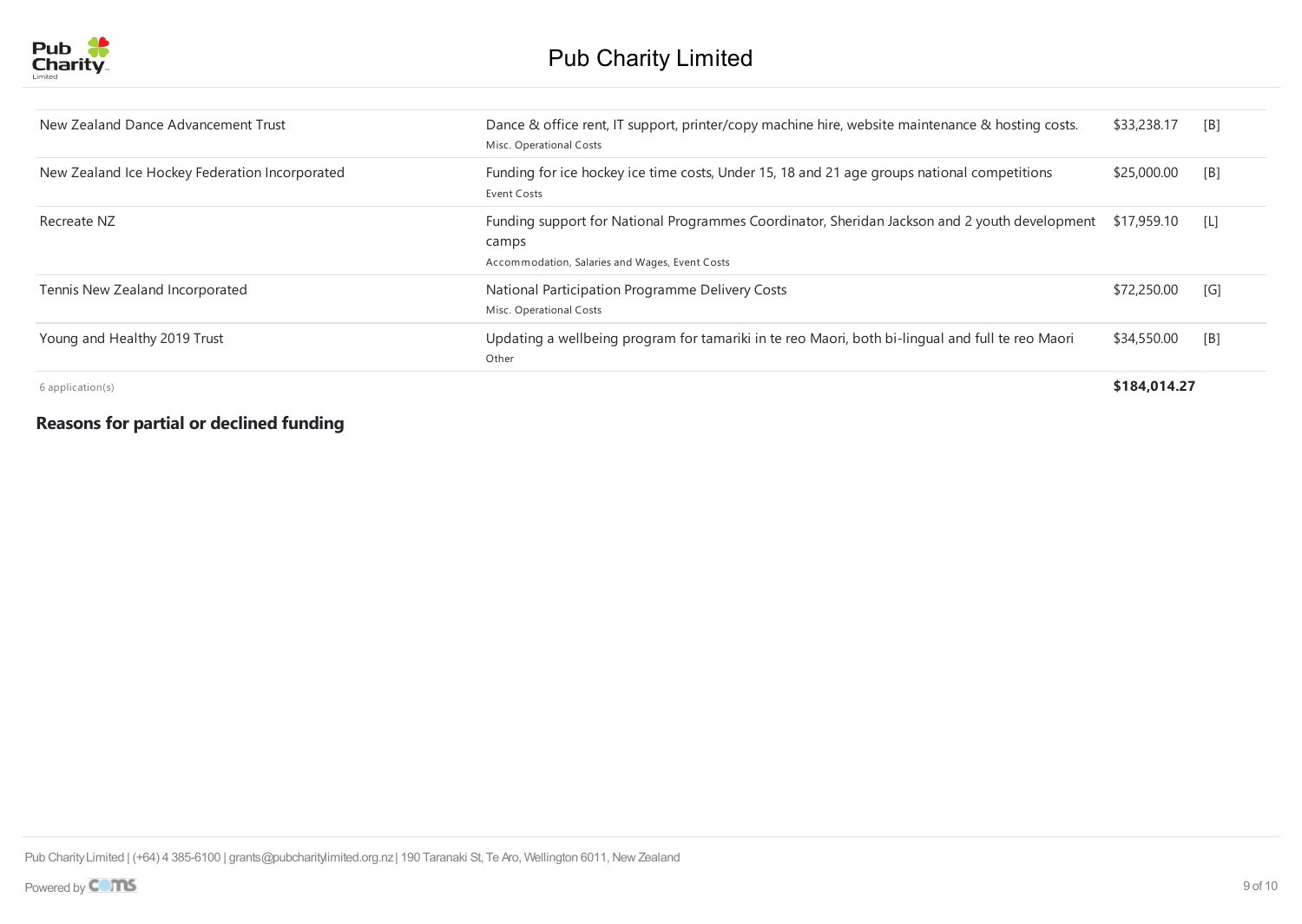| Organisation | Purpose | Amount | |
|---|---|---|---|
| New Zealand Dance Advancement Trust | Dance & office rent, IT support, printer/copy machine hire, website maintenance & hosting costs.<br>Misc. Operational Costs | $33,238.17 | [B] |
| New Zealand Ice Hockey Federation Incorporated | Funding for ice hockey ice time costs, Under 15, 18 and 21 age groups national competitions<br>Event Costs | $25,000.00 | [B] |
| Recreate NZ | Funding support for National Programmes Coordinator, Sheridan Jackson and 2 youth development camps<br>Accommodation, Salaries and Wages, Event Costs | $17,959.10 | [L] |
| Tennis New Zealand Incorporated | National Participation Programme Delivery Costs<br>Misc. Operational Costs | $72,250.00 | [G] |
| Young and Healthy 2019 Trust | Updating a wellbeing program for tamariki in te reo Maori, both bi-lingual and full te reo Maori<br>Other | $34,550.00 | [B] |
| 6 application(s) | | **$184,014.27** | |

**Reasons for partial or declined funding**

Pub Charity Limited | (+64) 4 385-6100 | grants@pubcharitylimited.org.nz | 190 Taranaki St, Te Aro, Wellington 6011, New Zealand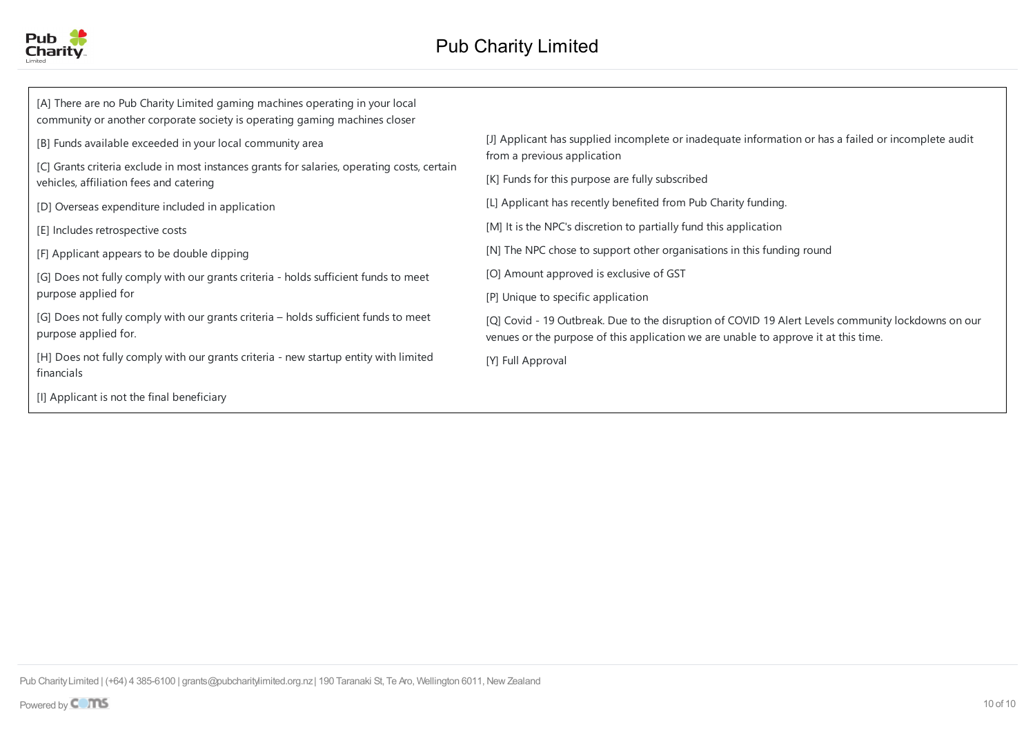[A] There are no Pub Charity Limited gaming machines operating in your local community or another corporate society is operating gaming machines closer

[B] Funds available exceeded in your local community area

[C] Grants criteria exclude in most instances grants for salaries, operating costs, certain vehicles, affiliation fees and catering

[D] Overseas expenditure included in application

[E] Includes retrospective costs

[F] Applicant appears to be double dipping

[G] Does not fully comply with our grants criteria - holds sufficient funds to meet purpose applied for

[G] Does not fully comply with our grants criteria – holds sufficient funds to meet purpose applied for.

[H] Does not fully comply with our grants criteria - new startup entity with limited financials

[I] Applicant is not the final beneficiary

[J] Applicant has supplied incomplete or inadequate information or has a failed or incomplete audit from a previous application

[K] Funds for this purpose are fully subscribed

[L] Applicant has recently benefited from Pub Charity funding.

[M] It is the NPC's discretion to partially fund this application

[N] The NPC chose to support other organisations in this funding round

[O] Amount approved is exclusive of GST

[P] Unique to specific application

[Q] Covid - 19 Outbreak. Due to the disruption of COVID 19 Alert Levels community lockdowns on our venues or the purpose of this application we are unable to approve it at this time.

[Y] Full Approval